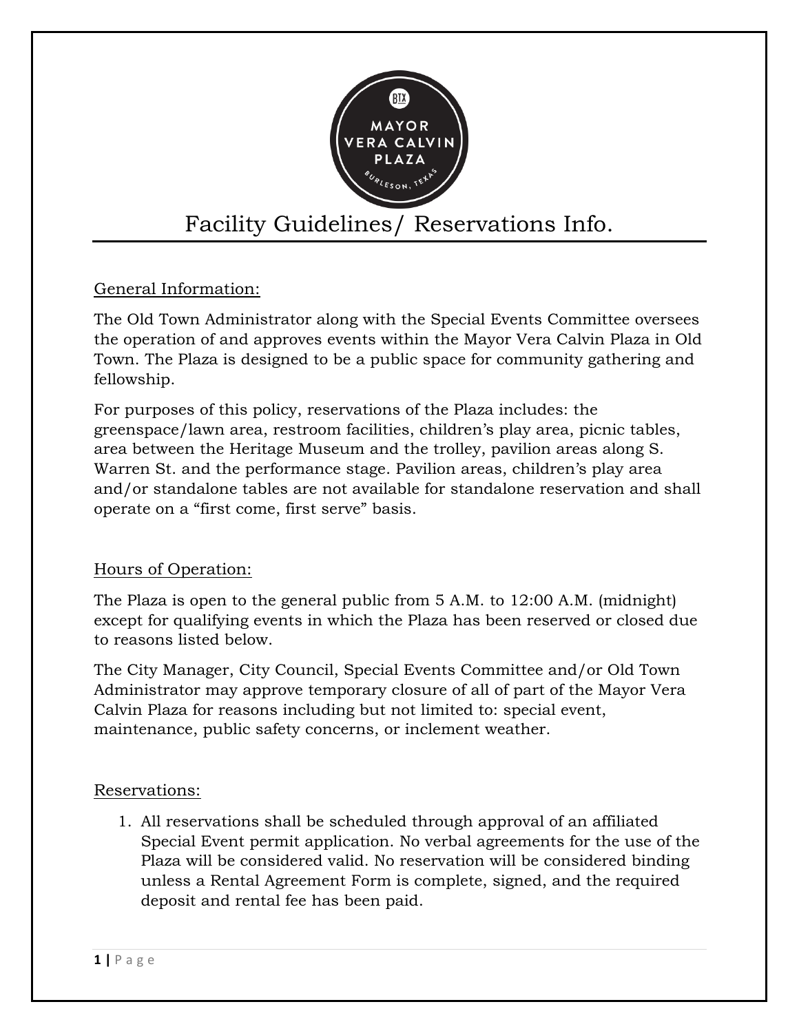# Facility Guidelines/ Reservations Info.

## General Information:

The Old Town Administrator along with the Special Events Committee oversees the operation of and approves events within the Mayor Vera Calvin Plaza in Old Town. The Plaza is designed to be a public space for community gathering and fellowship.

For purposes of this policy, reservations of the Plaza includes: the greenspace/lawn area, restroom facilities, children's play area, picnic tables, area between the Heritage Museum and the trolley, pavilion areas along S. Warren St. and the performance stage. Pavilion areas, children's play area and/or standalone tables are not available for standalone reservation and shall operate on a "first come, first serve" basis.

## Hours of Operation:

The Plaza is open to the general public from 5 A.M. to 12:00 A.M. (midnight) except for qualifying events in which the Plaza has been reserved or closed due to reasons listed below.

The City Manager, City Council, Special Events Committee and/or Old Town Administrator may approve temporary closure of all of part of the Mayor Vera Calvin Plaza for reasons including but not limited to: special event, maintenance, public safety concerns, or inclement weather.

## Reservations:

1. All reservations shall be scheduled through approval of an affiliated Special Event permit application. No verbal agreements for the use of the Plaza will be considered valid. No reservation will be considered binding unless a Rental Agreement Form is complete, signed, and the required deposit and rental fee has been paid.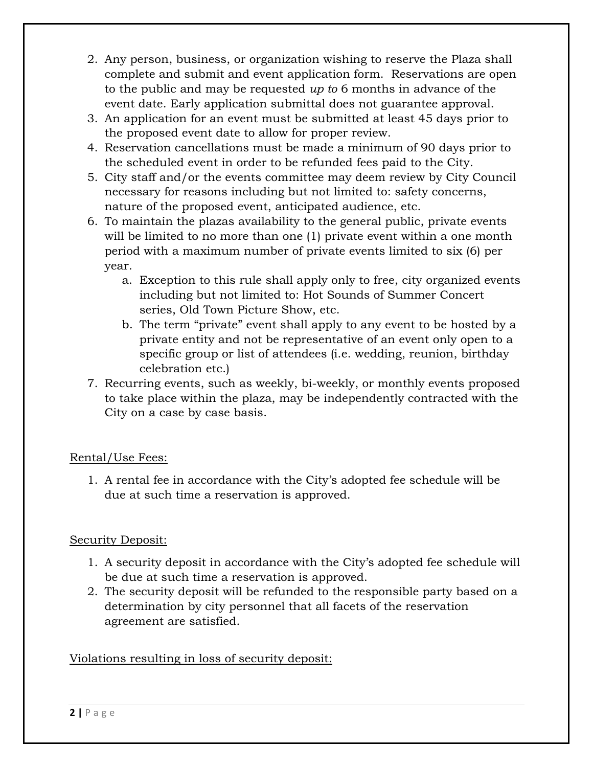2. Any person, business, or organization wishing to reserve the Plaza shall complete and submit and event application form. Reservations are open to the public and may be requested *up to* 6 months in advance of the event date. Early application submittal does not guarantee approval.
3. An application for an event must be submitted at least 45 days prior to the proposed event date to allow for proper review.
4. Reservation cancellations must be made a minimum of 90 days prior to the scheduled event in order to be refunded fees paid to the City.
5. City staff and/or the events committee may deem review by City Council necessary for reasons including but not limited to: safety concerns, nature of the proposed event, anticipated audience, etc.
6. To maintain the plazas availability to the general public, private events will be limited to no more than one (1) private event within a one month period with a maximum number of private events limited to six (6) per year.
    a. Exception to this rule shall apply only to free, city organized events including but not limited to: Hot Sounds of Summer Concert series, Old Town Picture Show, etc.
    b. The term "private" event shall apply to any event to be hosted by a private entity and not be representative of an event only open to a specific group or list of attendees (i.e. wedding, reunion, birthday celebration etc.)
7. Recurring events, such as weekly, bi-weekly, or monthly events proposed to take place within the plaza, may be independently contracted with the City on a case by case basis.

<u>Rental/Use Fees:</u>

1. A rental fee in accordance with the City's adopted fee schedule will be due at such time a reservation is approved.

<u>Security Deposit:</u>

1. A security deposit in accordance with the City's adopted fee schedule will be due at such time a reservation is approved.
2. The security deposit will be refunded to the responsible party based on a determination by city personnel that all facets of the reservation agreement are satisfied.

<u>Violations resulting in loss of security deposit:</u>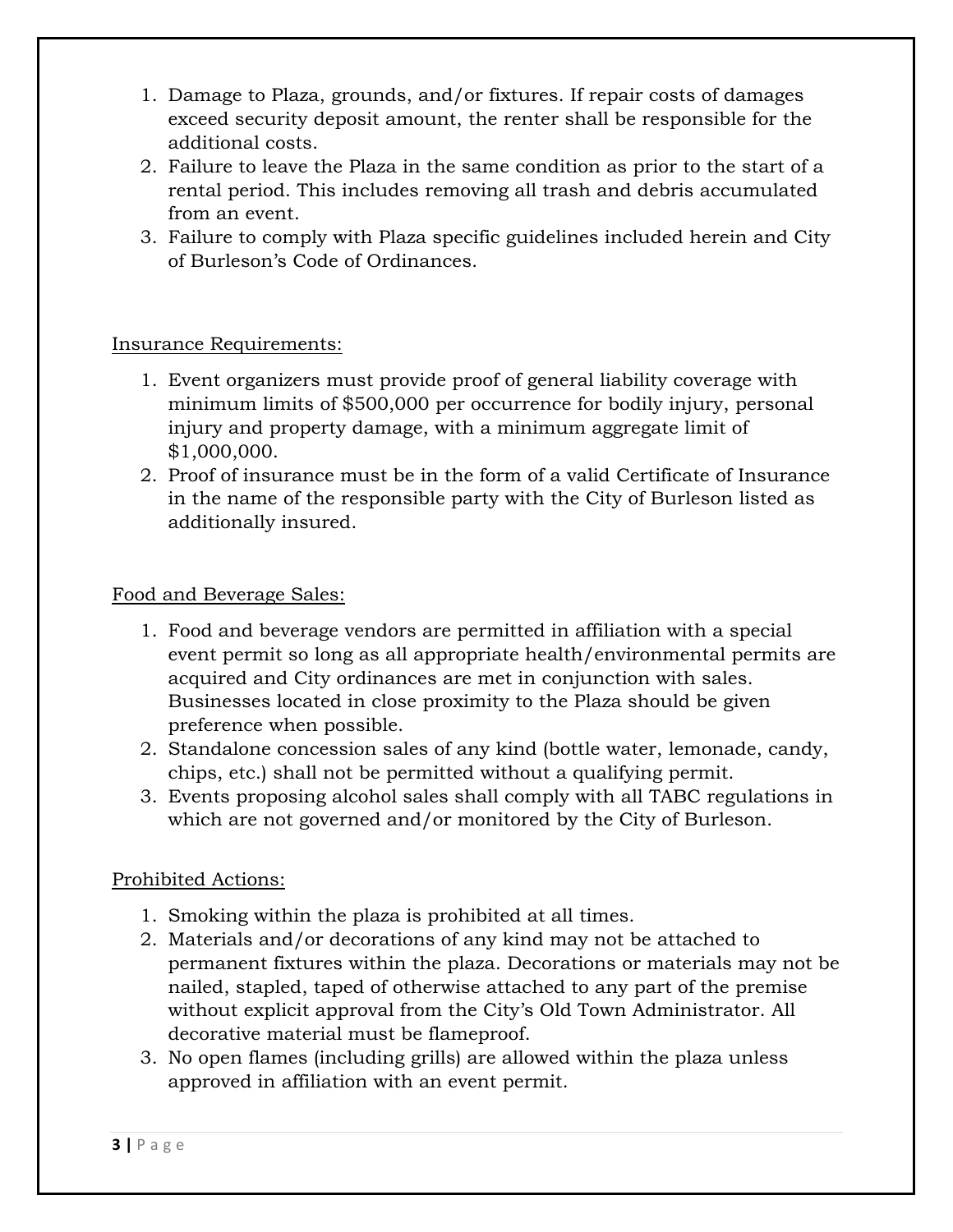1. Damage to Plaza, grounds, and/or fixtures. If repair costs of damages exceed security deposit amount, the renter shall be responsible for the additional costs.
2. Failure to leave the Plaza in the same condition as prior to the start of a rental period. This includes removing all trash and debris accumulated from an event.
3. Failure to comply with Plaza specific guidelines included herein and City of Burleson's Code of Ordinances.

Insurance Requirements:

1. Event organizers must provide proof of general liability coverage with minimum limits of $500,000 per occurrence for bodily injury, personal injury and property damage, with a minimum aggregate limit of $1,000,000.
2. Proof of insurance must be in the form of a valid Certificate of Insurance in the name of the responsible party with the City of Burleson listed as additionally insured.

Food and Beverage Sales:

1. Food and beverage vendors are permitted in affiliation with a special event permit so long as all appropriate health/environmental permits are acquired and City ordinances are met in conjunction with sales. Businesses located in close proximity to the Plaza should be given preference when possible.
2. Standalone concession sales of any kind (bottle water, lemonade, candy, chips, etc.) shall not be permitted without a qualifying permit.
3. Events proposing alcohol sales shall comply with all TABC regulations in which are not governed and/or monitored by the City of Burleson.

Prohibited Actions:

1. Smoking within the plaza is prohibited at all times.
2. Materials and/or decorations of any kind may not be attached to permanent fixtures within the plaza. Decorations or materials may not be nailed, stapled, taped of otherwise attached to any part of the premise without explicit approval from the City's Old Town Administrator. All decorative material must be flameproof.
3. No open flames (including grills) are allowed within the plaza unless approved in affiliation with an event permit.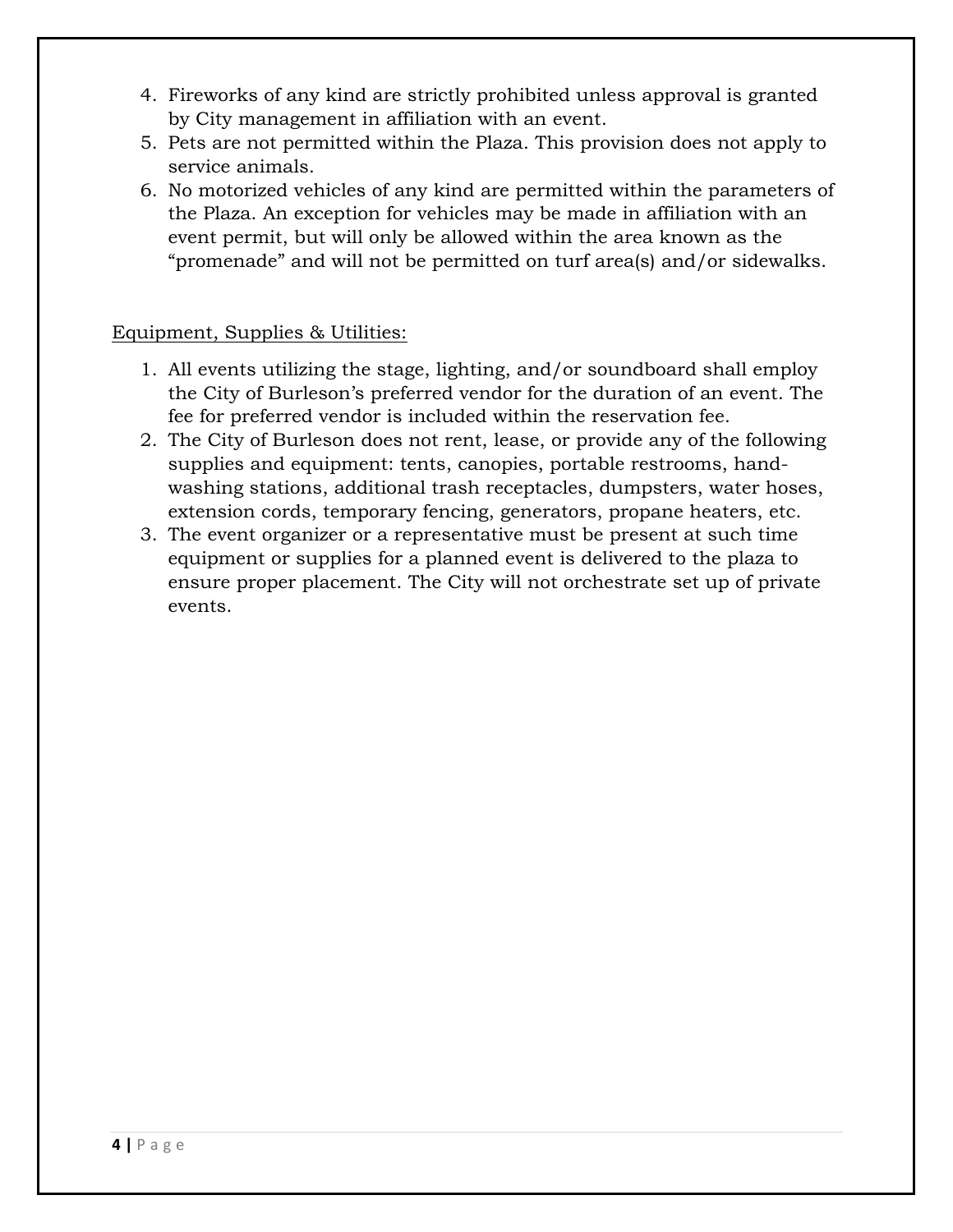4. Fireworks of any kind are strictly prohibited unless approval is granted by City management in affiliation with an event.
5. Pets are not permitted within the Plaza. This provision does not apply to service animals.
6. No motorized vehicles of any kind are permitted within the parameters of the Plaza. An exception for vehicles may be made in affiliation with an event permit, but will only be allowed within the area known as the "promenade" and will not be permitted on turf area(s) and/or sidewalks.

<u>Equipment, Supplies & Utilities:</u>

1. All events utilizing the stage, lighting, and/or soundboard shall employ the City of Burleson's preferred vendor for the duration of an event. The fee for preferred vendor is included within the reservation fee.
2. The City of Burleson does not rent, lease, or provide any of the following supplies and equipment: tents, canopies, portable restrooms, hand-washing stations, additional trash receptacles, dumpsters, water hoses, extension cords, temporary fencing, generators, propane heaters, etc.
3. The event organizer or a representative must be present at such time equipment or supplies for a planned event is delivered to the plaza to ensure proper placement. The City will not orchestrate set up of private events.